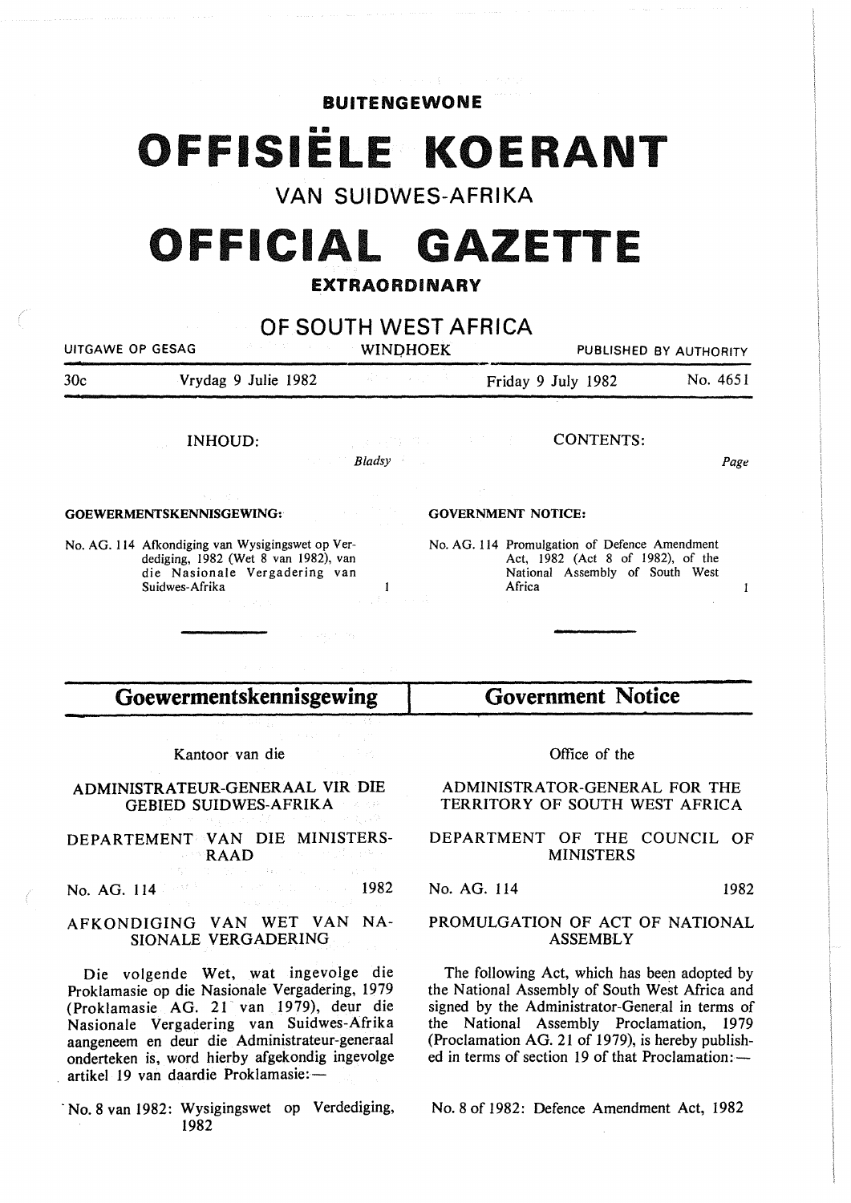**BUITENGEWONE**

# OFFISIËLE KOERANT

## VAN SUIDWES-AFRIKA

# OFFICIAL GAZETTE

**EXTRAORDINARY**

## OF SOUTH WEST AFRICA

UITGAWE OP GESAG | WINDHOEK | PUBLISHED BY AUTHORITY

30c | Vrydag 9 Julie 1982 | Friday 9 July 1982 | No. 4651

INHOUD: *Bladsy*

**GOEWERMENTSKENNISGEWING:**

No. AG. 114 Afkondiging van Wysigingswet op Verdediging, 1982 (Wet 8 van 1982), van die Nasionale Vergadering van Suidwes-Afrika ... 1

CONTENTS: *Page*

**GOVERNMENT NOTICE:**

No. AG. 114 Promulgation of Defence Amendment Act, 1982 (Act 8 of 1982), of the National Assembly of South West Africa ... 1

## Goewermentskennisgewing

Kantoor van die

ADMINISTRATEUR-GENERAAL VIR DIE GEBIED SUIDWES-AFRIKA

DEPARTEMENT VAN DIE MINISTERSRAAD

No. AG. 114 1982

AFKONDIGING VAN WET VAN NASIONALE VERGADERING

Die volgende Wet, wat ingevolge die Proklamasie op die Nasionale Vergadering, 1979 (Proklamasie AG. 21 van 1979), deur die Nasionale Vergadering van Suidwes-Afrika aangeneem en deur die Administrateur-generaal onderteken is, word hierby afgekondig ingevolge artikel 19 van daardie Proklamasie:—

No. 8 van 1982: Wysigingswet op Verdediging, 1982

## Government Notice

Office of the

ADMINISTRATOR-GENERAL FOR THE TERRITORY OF SOUTH WEST AFRICA

DEPARTMENT OF THE COUNCIL OF MINISTERS

No. AG. 114 1982

PROMULGATION OF ACT OF NATIONAL ASSEMBLY

The following Act, which has been adopted by the National Assembly of South West Africa and signed by the Administrator-General in terms of the National Assembly Proclamation, 1979 (Proclamation AG. 21 of 1979), is hereby published in terms of section 19 of that Proclamation:—

No. 8 of 1982: Defence Amendment Act, 1982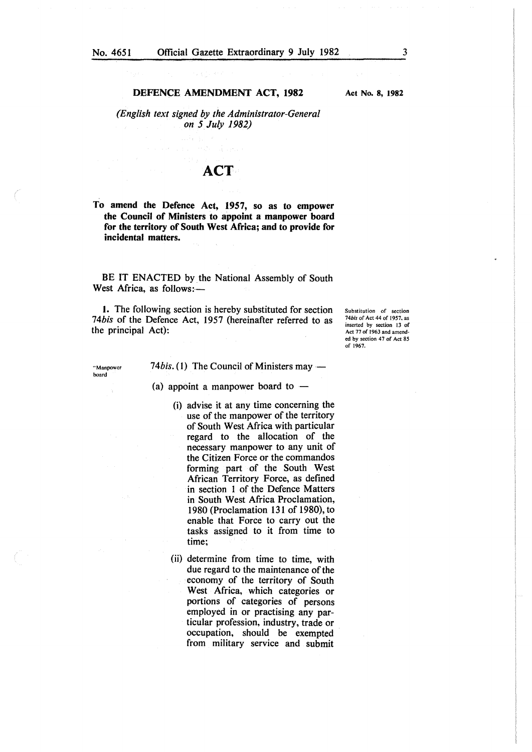# DEFENCE AMENDMENT ACT, 1982

**Act No. 8, 1982**

*(English text signed by the Administrator-General on 5 July 1982)*

## ACT

**To amend the Defence Act, 1957, so as to empower the Council of Ministers to appoint a manpower board for the territory of South West Africa; and to provide for incidental matters.**

BE IT ENACTED by the National Assembly of South West Africa, as follows:—

**1.** The following section is hereby substituted for section 74*bis* of the Defence Act, 1957 (hereinafter referred to as the principal Act):

*Substitution of section 74bis of Act 44 of 1957, as inserted by section 13 of Act 77 of 1963 and amended by section 47 of Act 85 of 1967.*

"Manpower board

74*bis*. (1) The Council of Ministers may —

(a) appoint a manpower board to —

(i) advise it at any time concerning the use of the manpower of the territory of South West Africa with particular regard to the allocation of the necessary manpower to any unit of the Citizen Force or the commandos forming part of the South West African Territory Force, as defined in section 1 of the Defence Matters in South West Africa Proclamation, 1980 (Proclamation 131 of 1980), to enable that Force to carry out the tasks assigned to it from time to time;

(ii) determine from time to time, with due regard to the maintenance of the economy of the territory of South West Africa, which categories or portions of categories of persons employed in or practising any particular profession, industry, trade or occupation, should be exempted from military service and submit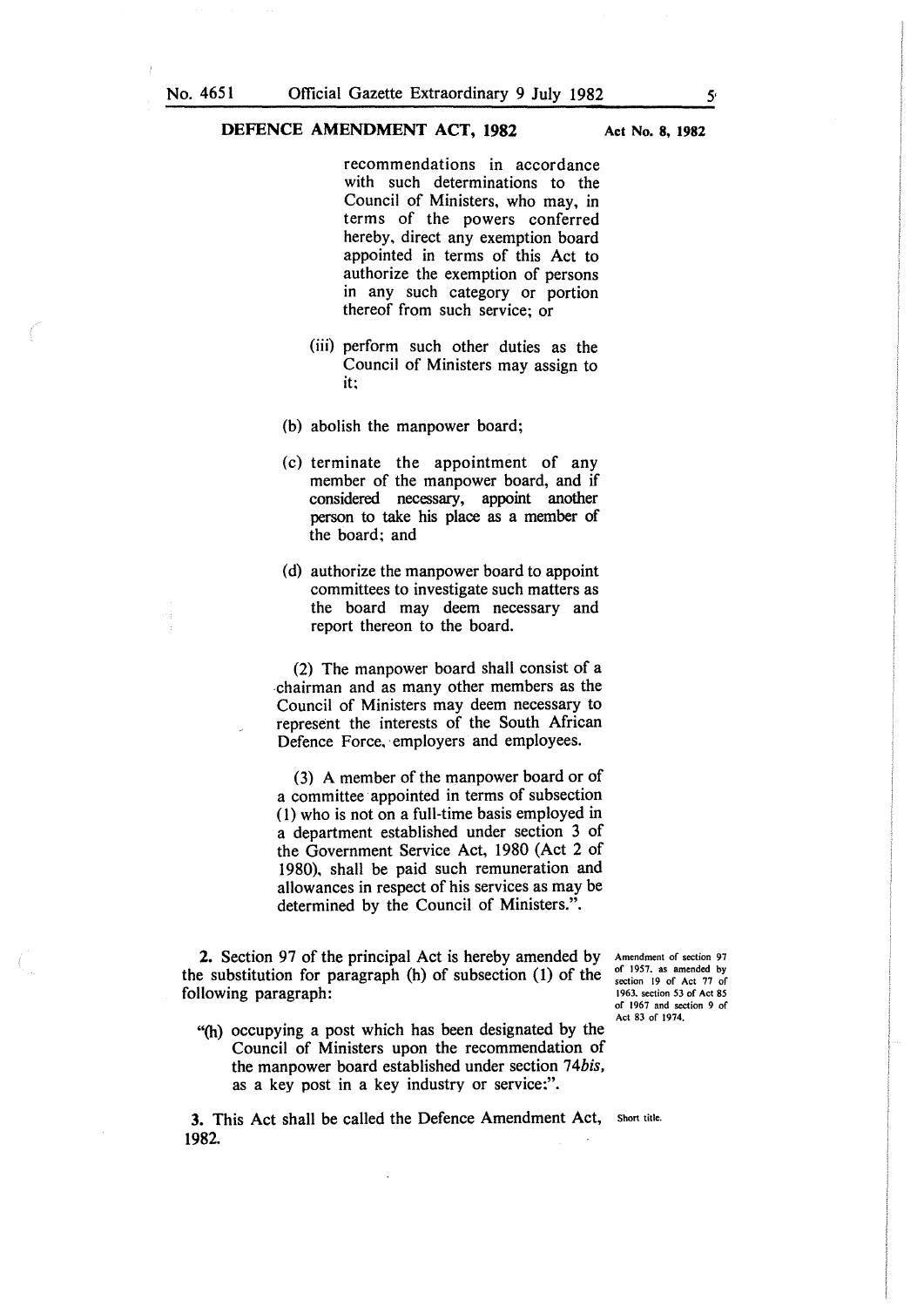recommendations in accordance with such determinations to the Council of Ministers, who may, in terms of the powers conferred hereby, direct any exemption board appointed in terms of this Act to authorize the exemption of persons in any such category or portion thereof from such service; or

(iii) perform such other duties as the Council of Ministers may assign to it;

(b) abolish the manpower board;

(c) terminate the appointment of any member of the manpower board, and if considered necessary, appoint another person to take his place as a member of the board; and

(d) authorize the manpower board to appoint committees to investigate such matters as the board may deem necessary and report thereon to the board.

(2) The manpower board shall consist of a chairman and as many other members as the Council of Ministers may deem necessary to represent the interests of the South African Defence Force, employers and employees.

(3) A member of the manpower board or of a committee appointed in terms of subsection (1) who is not on a full-time basis employed in a department established under section 3 of the Government Service Act, 1980 (Act 2 of 1980), shall be paid such remuneration and allowances in respect of his services as may be determined by the Council of Ministers.".

Amendment of section 97 of 1957, as amended by section 19 of Act 77 of 1963, section 53 of Act 85 of 1967 and section 9 of Act 83 of 1974.

**2.** Section 97 of the principal Act is hereby amended by the substitution for paragraph (h) of subsection (1) of the following paragraph:

"(h) occupying a post which has been designated by the Council of Ministers upon the recommendation of the manpower board established under section 74*bis*, as a key post in a key industry or service;".

Short title.

**3.** This Act shall be called the Defence Amendment Act, 1982.